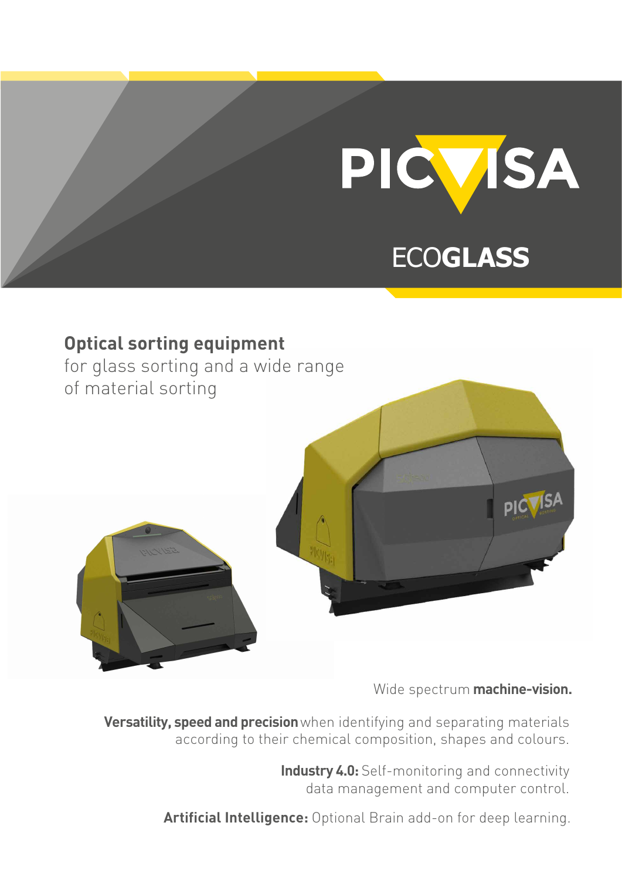# PICVISA

## ECOGLASS

**Optical sorting equipment**
for glass sorting and a wide range of material sorting

Wide spectrum **machine-vision.**

**Versatility, speed and precision** when identifying and separating materials according to their chemical composition, shapes and colours.

**Industry 4.0:** Self-monitoring and connectivity data management and computer control.

**Artificial Intelligence:** Optional Brain add-on for deep learning.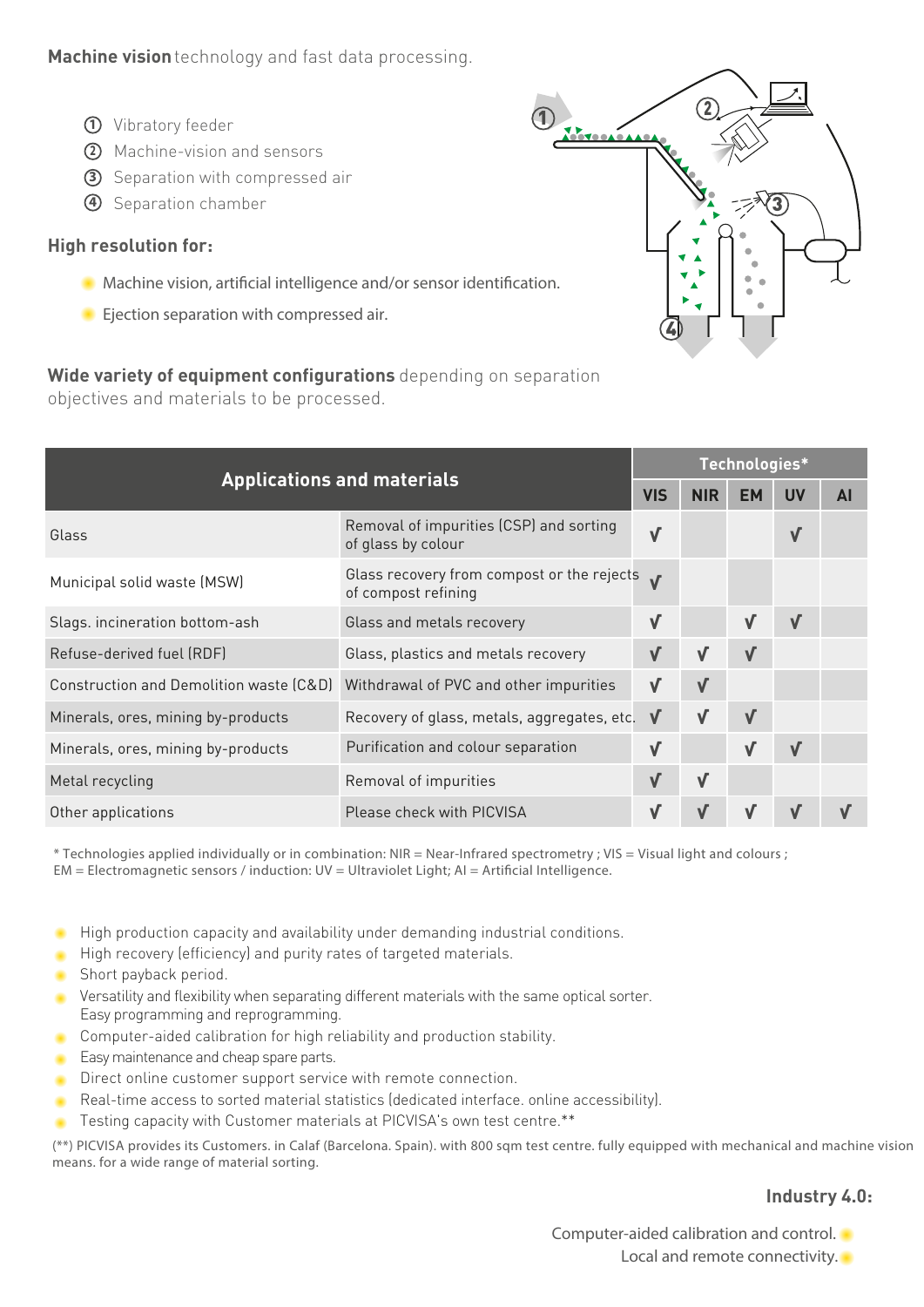**Machine vision** technology and fast data processing.

1. Vibratory feeder
2. Machine-vision and sensors
3. Separation with compressed air
4. Separation chamber

**High resolution for:**

- Machine vision, artificial intelligence and/or sensor identification.
- Ejection separation with compressed air.

**Wide variety of equipment configurations** depending on separation objectives and materials to be processed.

| Applications and materials | | Technologies* | | | | |
|---|---|---|---|---|---|---|
| | | VIS | NIR | EM | UV | AI |
| Glass | Removal of impurities (CSP) and sorting of glass by colour | √ | | | √ | |
| Municipal solid waste (MSW) | Glass recovery from compost or the rejects of compost refining | √ | | | | |
| Slags. incineration bottom-ash | Glass and metals recovery | √ | | √ | √ | |
| Refuse-derived fuel (RDF) | Glass, plastics and metals recovery | √ | √ | √ | | |
| Construction and Demolition waste (C&D) | Withdrawal of PVC and other impurities | √ | √ | | | |
| Minerals, ores, mining by-products | Recovery of glass, metals, aggregates, etc. | √ | √ | √ | | |
| Minerals, ores, mining by-products | Purification and colour separation | √ | | √ | √ | |
| Metal recycling | Removal of impurities | √ | √ | | | |
| Other applications | Please check with PICVISA | √ | √ | √ | √ | √ |

* Technologies applied individually or in combination: NIR = Near-Infrared spectrometry ; VIS = Visual light and colours ; EM = Electromagnetic sensors / induction: UV = Ultraviolet Light; AI = Artificial Intelligence.

- High production capacity and availability under demanding industrial conditions.
- High recovery (efficiency) and purity rates of targeted materials.
- Short payback period.
- Versatility and flexibility when separating different materials with the same optical sorter. Easy programming and reprogramming.
- Computer-aided calibration for high reliability and production stability.
- Easy maintenance and cheap spare parts.
- Direct online customer support service with remote connection.
- Real-time access to sorted material statistics (dedicated interface. online accessibility).
- Testing capacity with Customer materials at PICVISA's own test centre.**

(**) PICVISA provides its Customers. in Calaf (Barcelona. Spain). with 800 sqm test centre. fully equipped with mechanical and machine vision means. for a wide range of material sorting.

**Industry 4.0:**

- Computer-aided calibration and control.
- Local and remote connectivity.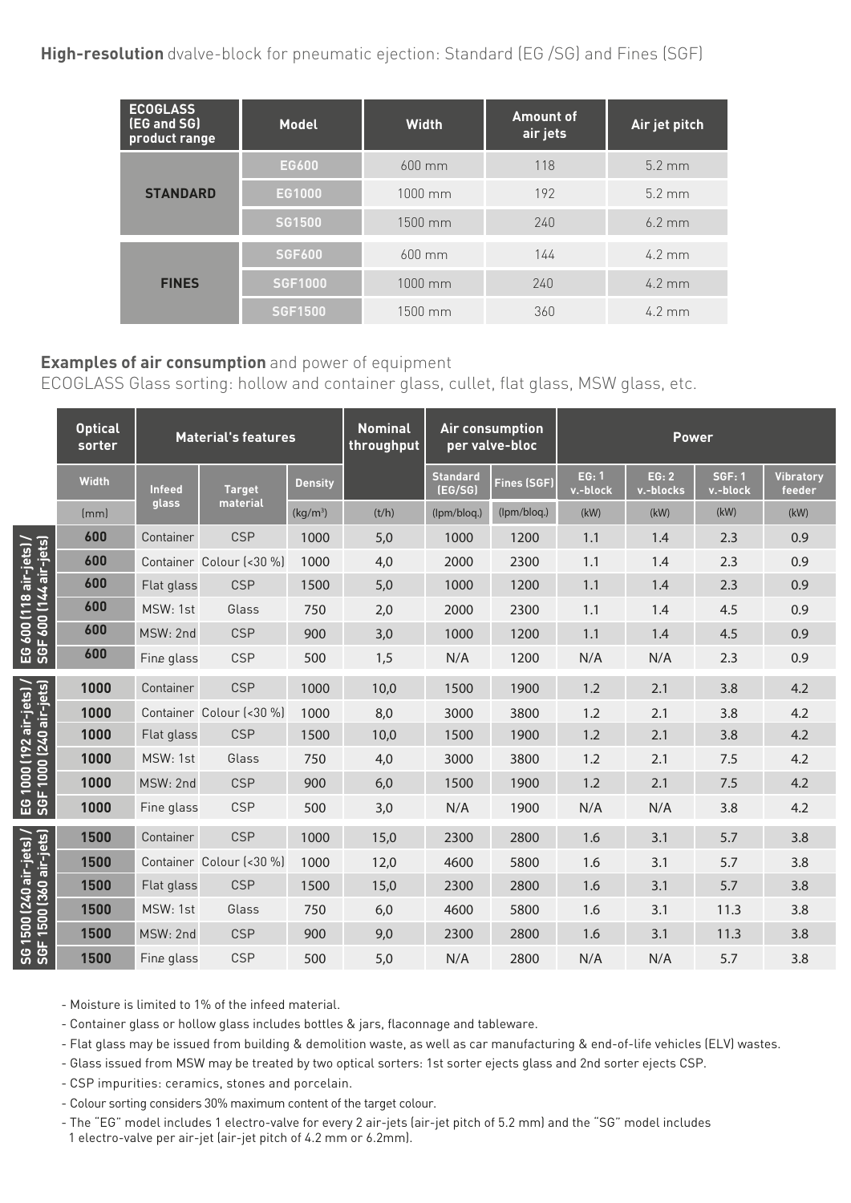**High-resolution** dvalve-block for pneumatic ejection: Standard (EG /SG) and Fines (SGF)

| ECOGLASS (EG and SG) product range | Model | Width | Amount of air jets | Air jet pitch |
|---|---|---|---|---|
| STANDARD | EG600 | 600 mm | 118 | 5.2 mm |
| | EG1000 | 1000 mm | 192 | 5.2 mm |
| | SG1500 | 1500 mm | 240 | 6.2 mm |
| FINES | SGF600 | 600 mm | 144 | 4.2 mm |
| | SGF1000 | 1000 mm | 240 | 4.2 mm |
| | SGF1500 | 1500 mm | 360 | 4.2 mm |

**Examples of air consumption** and power of equipment

ECOGLASS Glass sorting: hollow and container glass, cullet, flat glass, MSW glass, etc.

| | Optical sorter | Material's features | | | Nominal throughput | Air consumption per valve-bloc | | Power | | | |
|---|---|---|---|---|---|---|---|---|---|---|---|
| | Width | Infeed glass | Target material | Density | | Standard (EG/SG) | Fines (SGF) | EG: 1 v.-block | EG: 2 v.-blocks | SGF: 1 v.-block | Vibratory feeder |
| | (mm) | | | (kg/m³) | (t/h) | (lpm/bloq.) | (lpm/bloq.) | (kW) | (kW) | (kW) | (kW) |
| EG 600 (118 air-jets) / SGF 600 (144 air-jets) | 600 | Container | CSP | 1000 | 5,0 | 1000 | 1200 | 1.1 | 1.4 | 2.3 | 0.9 |
| | 600 | Container | Colour (<30 %) | 1000 | 4,0 | 2000 | 2300 | 1.1 | 1.4 | 2.3 | 0.9 |
| | 600 | Flat glass | CSP | 1500 | 5,0 | 1000 | 1200 | 1.1 | 1.4 | 2.3 | 0.9 |
| | 600 | MSW: 1st | Glass | 750 | 2,0 | 2000 | 2300 | 1.1 | 1.4 | 4.5 | 0.9 |
| | 600 | MSW: 2nd | CSP | 900 | 3,0 | 1000 | 1200 | 1.1 | 1.4 | 4.5 | 0.9 |
| | 600 | Fine glass | CSP | 500 | 1,5 | N/A | 1200 | N/A | N/A | 2.3 | 0.9 |
| EG 1000 (192 air-jets) / SGF 1000 (240 air-jets) | 1000 | Container | CSP | 1000 | 10,0 | 1500 | 1900 | 1.2 | 2.1 | 3.8 | 4.2 |
| | 1000 | Container | Colour (<30 %) | 1000 | 8,0 | 3000 | 3800 | 1.2 | 2.1 | 3.8 | 4.2 |
| | 1000 | Flat glass | CSP | 1500 | 10,0 | 1500 | 1900 | 1.2 | 2.1 | 3.8 | 4.2 |
| | 1000 | MSW: 1st | Glass | 750 | 4,0 | 3000 | 3800 | 1.2 | 2.1 | 7.5 | 4.2 |
| | 1000 | MSW: 2nd | CSP | 900 | 6,0 | 1500 | 1900 | 1.2 | 2.1 | 7.5 | 4.2 |
| | 1000 | Fine glass | CSP | 500 | 3,0 | N/A | 1900 | N/A | N/A | 3.8 | 4.2 |
| SG 1500 (240 air-jets) / SGF 1500 (360 air-jets) | 1500 | Container | CSP | 1000 | 15,0 | 2300 | 2800 | 1.6 | 3.1 | 5.7 | 3.8 |
| | 1500 | Container | Colour (<30 %) | 1000 | 12,0 | 4600 | 5800 | 1.6 | 3.1 | 5.7 | 3.8 |
| | 1500 | Flat glass | CSP | 1500 | 15,0 | 2300 | 2800 | 1.6 | 3.1 | 5.7 | 3.8 |
| | 1500 | MSW: 1st | Glass | 750 | 6,0 | 4600 | 5800 | 1.6 | 3.1 | 11.3 | 3.8 |
| | 1500 | MSW: 2nd | CSP | 900 | 9,0 | 2300 | 2800 | 1.6 | 3.1 | 11.3 | 3.8 |
| | 1500 | Fine glass | CSP | 500 | 5,0 | N/A | 2800 | N/A | N/A | 5.7 | 3.8 |

- Moisture is limited to 1% of the infeed material.
- Container glass or hollow glass includes bottles & jars, flaconnage and tableware.
- Flat glass may be issued from building & demolition waste, as well as car manufacturing & end-of-life vehicles (ELV) wastes.
- Glass issued from MSW may be treated by two optical sorters: 1st sorter ejects glass and 2nd sorter ejects CSP.
- CSP impurities: ceramics, stones and porcelain.
- Colour sorting considers 30% maximum content of the target colour.
- The "EG" model includes 1 electro-valve for every 2 air-jets (air-jet pitch of 5.2 mm) and the "SG" model includes 1 electro-valve per air-jet (air-jet pitch of 4.2 mm or 6.2mm).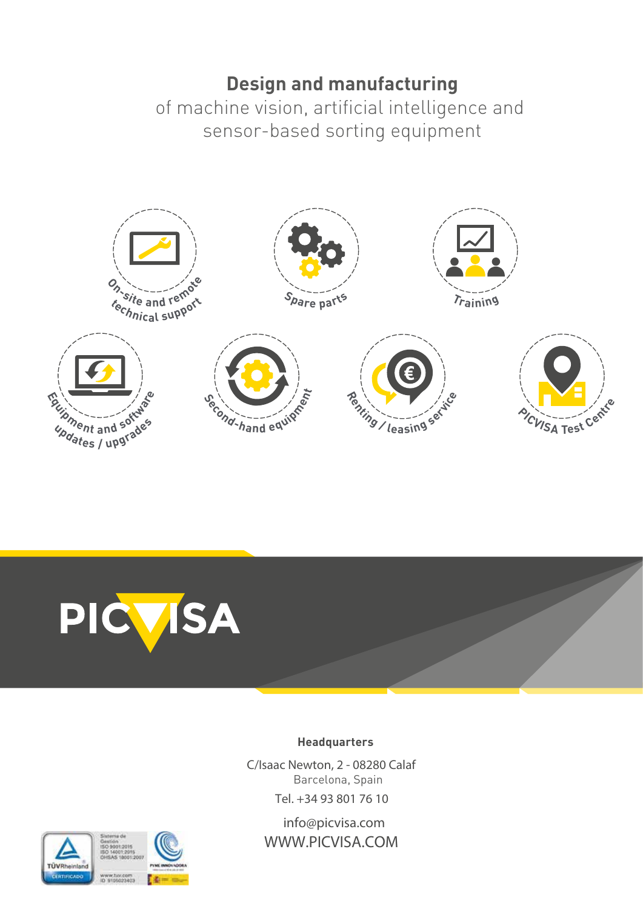**Design and manufacturing**

of machine vision, artificial intelligence and sensor-based sorting equipment

- On-site and remote technical support
- Spare parts
- Training
- Equipment and software updates / upgrades
- Second-hand equipment
- Renting / leasing service
- PICVISA Test Centre

PICVISA

**Headquarters**

C/Isaac Newton, 2 - 08280 Calaf
Barcelona, Spain

Tel. +34 93 801 76 10

info@picvisa.com

WWW.PICVISA.COM

TÜVRheinland CERTIFICADO
Sistema de Gestión
ISO 9001:2015
ISO 14001:2015
OHSAS 18001:2007
www.tuv.com
ID 9105023403

PYME INNOVADORA